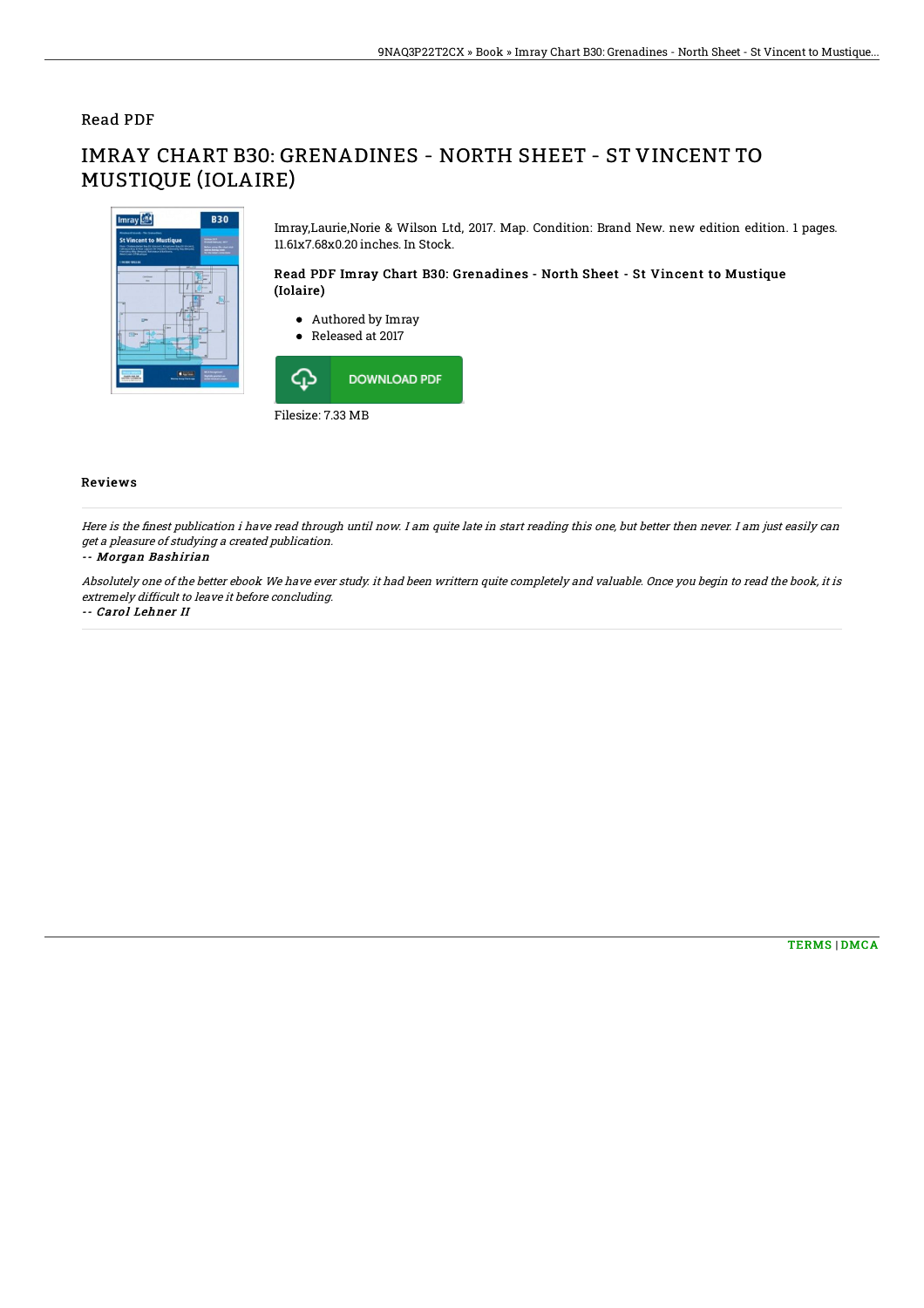Read PDF

# IMRAY CHART B30: GRENADINES - NORTH SHEET - ST VINCENT TO MUSTIQUE (IOLAIRE)

Imray,Laurie,Norie & Wilson Ltd, 2017. Map. Condition: Brand New. new edition edition. 1 pages. 11.61x7.68x0.20 inches. In Stock.

### Read PDF Imray Chart B30: Grenadines - North Sheet - St Vincent to Mustique (Iolaire)

- Authored by Imray
- Released at 2017

DOWNLOAD PDF

Filesize: 7.33 MB

## Reviews

*Here is the finest publication i have read through until now. I am quite late in start reading this one, but better then never. I am just easily can get a pleasure of studying a created publication.*

-- ***Morgan Bashirian***

*Absolutely one of the better ebook We have ever study. it had been writtern quite completely and valuable. Once you begin to read the book, it is extremely difficult to leave it before concluding.*

-- ***Carol Lehner II***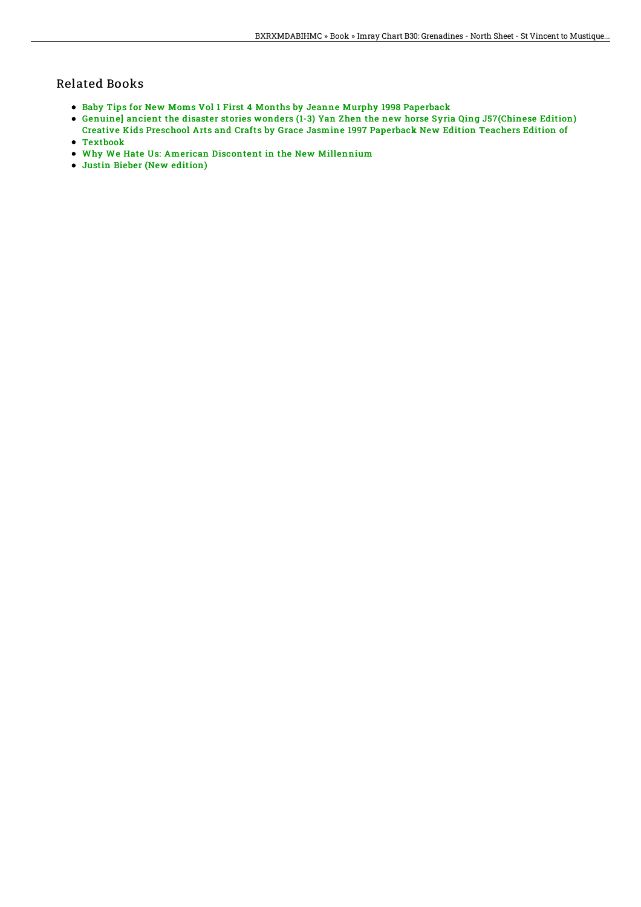## Related Books

- Baby Tips for New Moms Vol 1 First 4 Months by Jeanne Murphy 1998 Paperback
- Genuine] ancient the disaster stories wonders (1-3) Yan Zhen the new horse Syria Qing J57(Chinese Edition) Creative Kids Preschool Arts and Crafts by Grace Jasmine 1997 Paperback New Edition Teachers Edition of
- Textbook
- Why We Hate Us: American Discontent in the New Millennium
- Justin Bieber (New edition)